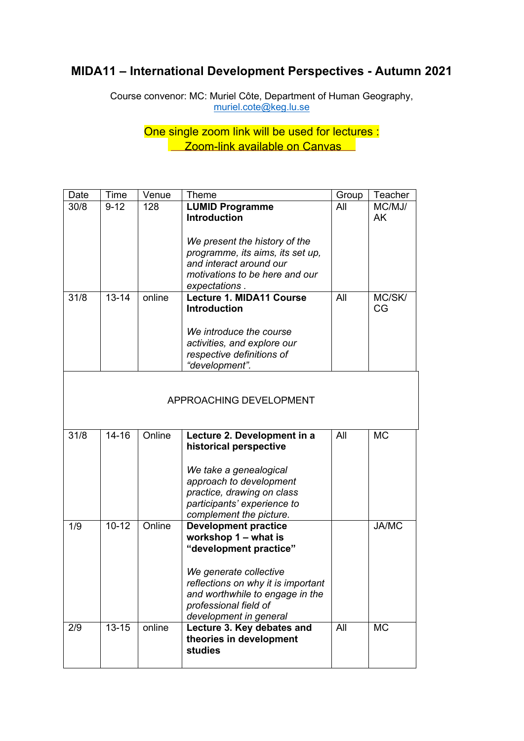# MIDA11 – International Development Perspectives - Autumn 2021

Course convenor: MC: Muriel Côte, Department of Human Geography, muriel.cote@keg.lu.se

One single zoom link will be used for lectures : Zoom-link available on Canvas

| Date | Time | Venue | Theme | Group | Teacher |
|---|---|---|---|---|---|
| 30/8 | 9-12 | 128 | **LUMID Programme Introduction**<br><br>*We present the history of the programme, its aims, its set up, and interact around our motivations to be here and our expectations .* | All | MC/MJ/AK |
| 31/8 | 13-14 | online | **Lecture 1. MIDA11 Course Introduction**<br><br>*We introduce the course activities, and explore our respective definitions of "development".* | All | MC/SK/CG |
| | | | APPROACHING DEVELOPMENT | | |
| 31/8 | 14-16 | Online | **Lecture 2. Development in a historical perspective**<br><br>*We take a genealogical approach to development practice, drawing on class participants' experience to complement the picture.* | All | MC |
| 1/9 | 10-12 | Online | **Development practice workshop 1 – what is "development practice"**<br><br>*We generate collective reflections on why it is important and worthwhile to engage in the professional field of development in general* | | JA/MC |
| 2/9 | 13-15 | online | **Lecture 3. Key debates and theories in development studies** | All | MC |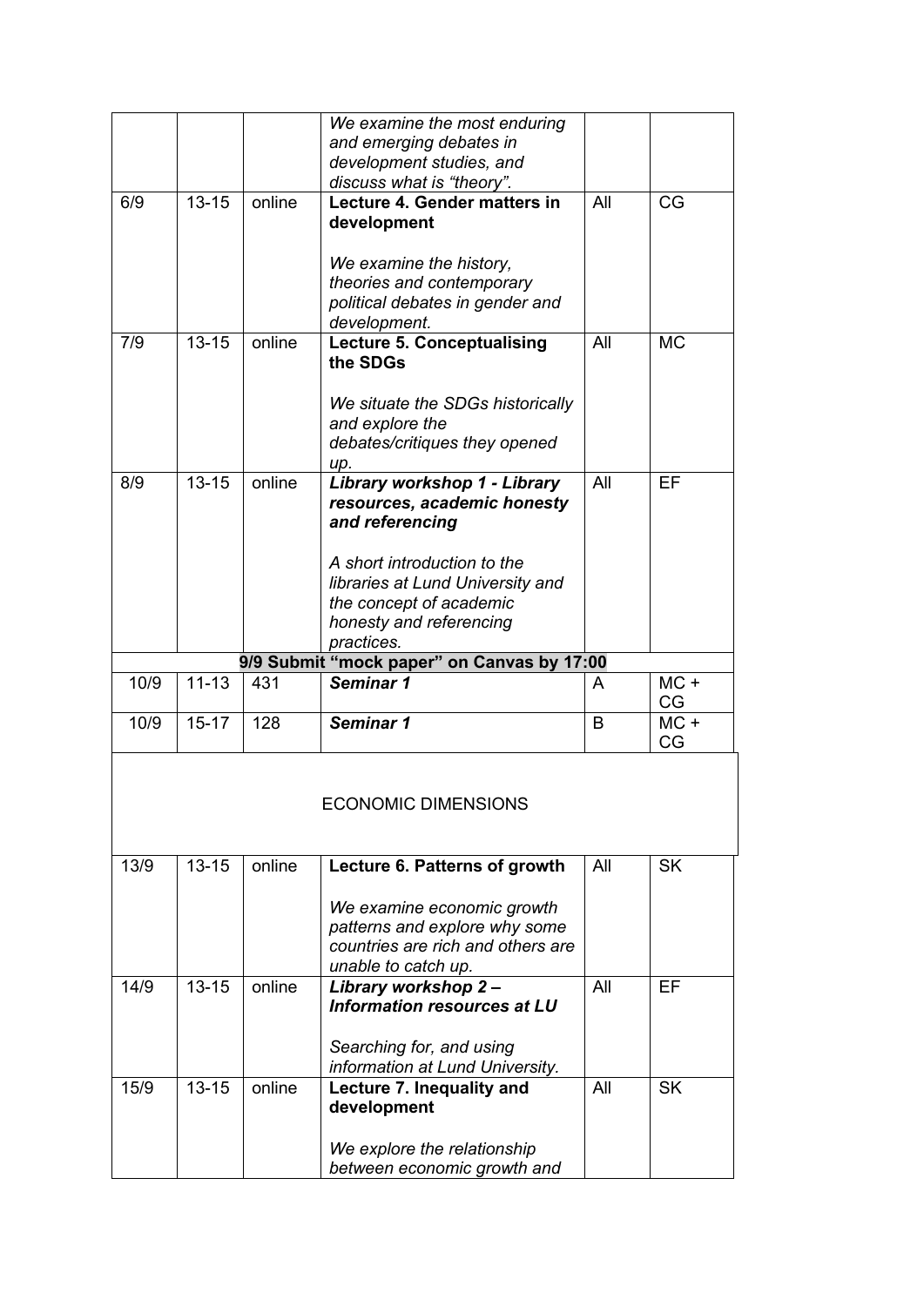| | | | *We examine the most enduring and emerging debates in development studies, and discuss what is "theory".* | | |
|---|---|---|---|---|---|
| 6/9 | 13-15 | online | **Lecture 4. Gender matters in development**<br><br>*We examine the history, theories and contemporary political debates in gender and development.* | All | CG |
| 7/9 | 13-15 | online | **Lecture 5. Conceptualising the SDGs**<br><br>*We situate the SDGs historically and explore the debates/critiques they opened up.* | All | MC |
| 8/9 | 13-15 | online | ***Library workshop 1 - Library resources, academic honesty and referencing***<br><br>*A short introduction to the libraries at Lund University and the concept of academic honesty and referencing practices.* | All | EF |
| **9/9 Submit "mock paper" on Canvas by 17:00** | | | | | |
| 10/9 | 11-13 | 431 | ***Seminar 1*** | A | MC + CG |
| 10/9 | 15-17 | 128 | ***Seminar 1*** | B | MC + CG |
| ECONOMIC DIMENSIONS | | | | | |
| 13/9 | 13-15 | online | **Lecture 6. Patterns of growth**<br><br>*We examine economic growth patterns and explore why some countries are rich and others are unable to catch up.* | All | SK |
| 14/9 | 13-15 | online | ***Library workshop 2 – Information resources at LU***<br><br>*Searching for, and using information at Lund University.* | All | EF |
| 15/9 | 13-15 | online | **Lecture 7. Inequality and development**<br><br>*We explore the relationship between economic growth and* | All | SK |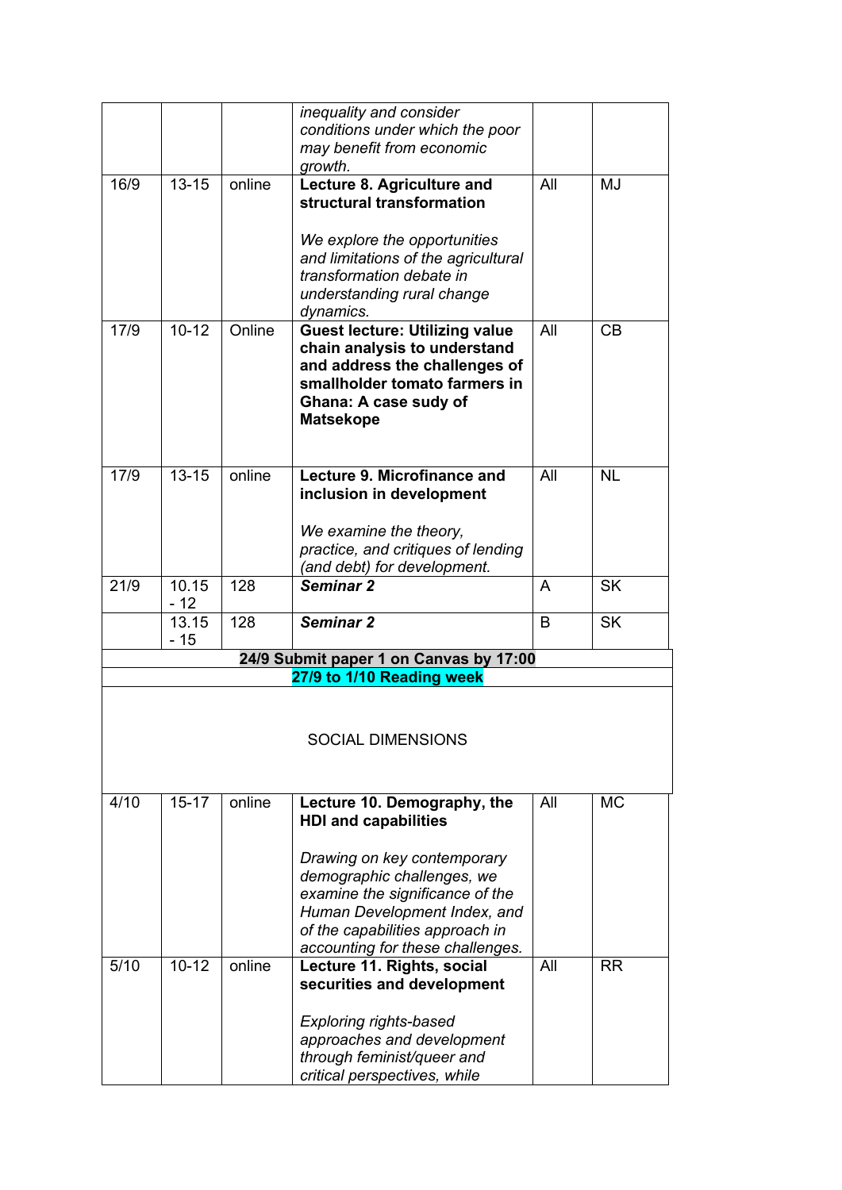| | | | | | |
|---|---|---|---|---|---|
| | | | *inequality and consider conditions under which the poor may benefit from economic growth.* | | |
| 16/9 | 13-15 | online | **Lecture 8. Agriculture and structural transformation**<br><br>*We explore the opportunities and limitations of the agricultural transformation debate in understanding rural change dynamics.* | All | MJ |
| 17/9 | 10-12 | Online | **Guest lecture: Utilizing value chain analysis to understand and address the challenges of smallholder tomato farmers in Ghana: A case sudy of Matsekope** | All | CB |
| 17/9 | 13-15 | online | **Lecture 9. Microfinance and inclusion in development**<br><br>*We examine the theory, practice, and critiques of lending (and debt) for development.* | All | NL |
| 21/9 | 10.15 - 12 | 128 | ***Seminar 2*** | A | SK |
| | 13.15 - 15 | 128 | ***Seminar 2*** | B | SK |
| **24/9 Submit paper 1 on Canvas by 17:00** | | | | | |
| **27/9 to 1/10 Reading week** | | | | | |
| SOCIAL DIMENSIONS | | | | | |
| 4/10 | 15-17 | online | **Lecture 10. Demography, the HDI and capabilities**<br><br>*Drawing on key contemporary demographic challenges, we examine the significance of the Human Development Index, and of the capabilities approach in accounting for these challenges.* | All | MC |
| 5/10 | 10-12 | online | **Lecture 11. Rights, social securities and development**<br><br>*Exploring rights-based approaches and development through feminist/queer and critical perspectives, while* | All | RR |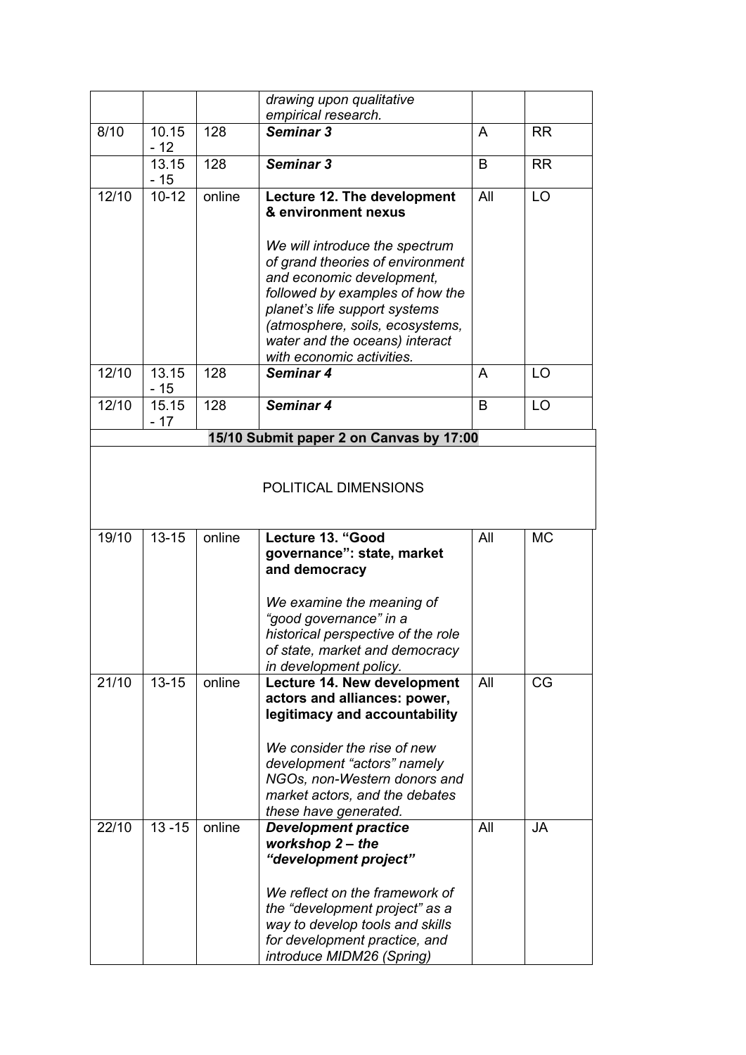| | | | *drawing upon qualitative empirical research.* | | |
|---|---|---|---|---|---|
| 8/10 | 10.15 - 12 | 128 | ***Seminar 3*** | A | RR |
| | 13.15 - 15 | 128 | ***Seminar 3*** | B | RR |
| 12/10 | 10-12 | online | **Lecture 12. The development & environment nexus**<br><br>*We will introduce the spectrum of grand theories of environment and economic development, followed by examples of how the planet's life support systems (atmosphere, soils, ecosystems, water and the oceans) interact with economic activities.* | All | LO |
| 12/10 | 13.15 - 15 | 128 | ***Seminar 4*** | A | LO |
| 12/10 | 15.15 - 17 | 128 | ***Seminar 4*** | B | LO |
| | | | **15/10 Submit paper 2 on Canvas by 17:00** | | |
| | | | POLITICAL DIMENSIONS | | |
| 19/10 | 13-15 | online | **Lecture 13. "Good governance": state, market and democracy**<br><br>*We examine the meaning of "good governance" in a historical perspective of the role of state, market and democracy in development policy.* | All | MC |
| 21/10 | 13-15 | online | **Lecture 14. New development actors and alliances: power, legitimacy and accountability**<br><br>*We consider the rise of new development "actors" namely NGOs, non-Western donors and market actors, and the debates these have generated.* | All | CG |
| 22/10 | 13 -15 | online | ***Development practice workshop 2 – the "development project"***<br><br>*We reflect on the framework of the "development project" as a way to develop tools and skills for development practice, and introduce MIDM26 (Spring)* | All | JA |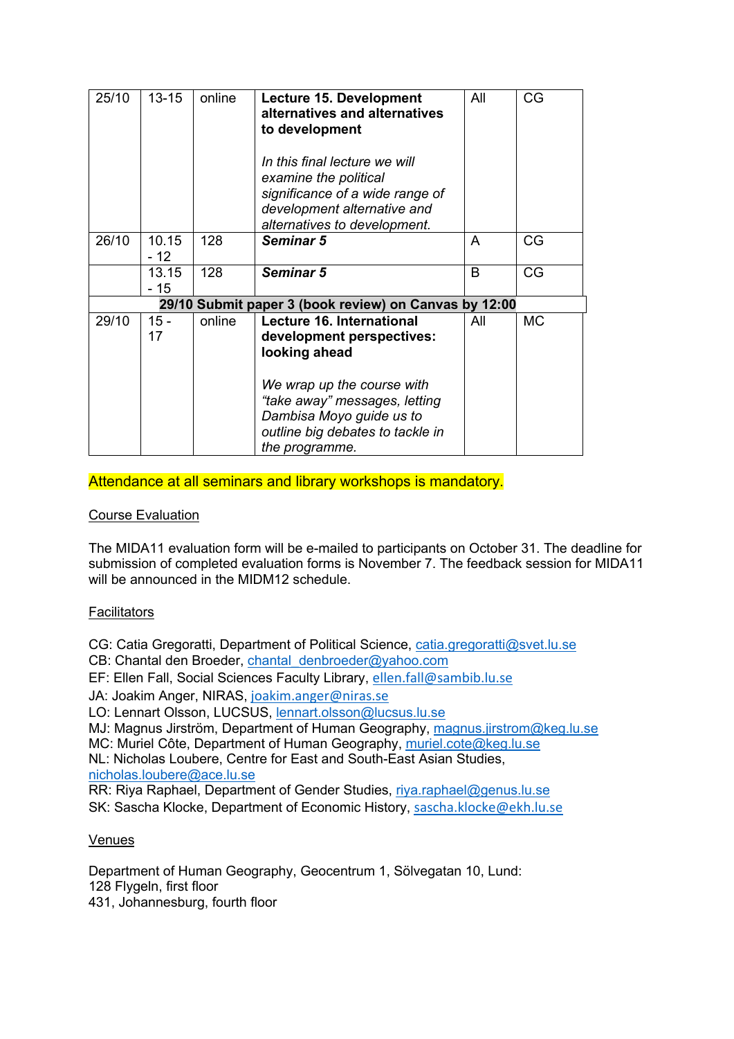| | | | | | |
|---|---|---|---|---|---|
| 25/10 | 13-15 | online | **Lecture 15. Development alternatives and alternatives to development**<br><br>*In this final lecture we will examine the political significance of a wide range of development alternative and alternatives to development.* | All | CG |
| 26/10 | 10.15 - 12 | 128 | ***Seminar 5*** | A | CG |
| | 13.15 - 15 | 128 | ***Seminar 5*** | B | CG |
| **29/10 Submit paper 3 (book review) on Canvas by 12:00** | | | | | |
| 29/10 | 15 - 17 | online | **Lecture 16. International development perspectives: looking ahead**<br><br>*We wrap up the course with "take away" messages, letting Dambisa Moyo guide us to outline big debates to tackle in the programme.* | All | MC |

Attendance at all seminars and library workshops is mandatory.

Course Evaluation

The MIDA11 evaluation form will be e-mailed to participants on October 31. The deadline for submission of completed evaluation forms is November 7. The feedback session for MIDA11 will be announced in the MIDM12 schedule.

Facilitators

CG: Catia Gregoratti, Department of Political Science, catia.gregoratti@svet.lu.se
CB: Chantal den Broeder, chantal_denbroeder@yahoo.com
EF: Ellen Fall, Social Sciences Faculty Library, ellen.fall@sambib.lu.se
JA: Joakim Anger, NIRAS, joakim.anger@niras.se
LO: Lennart Olsson, LUCSUS, lennart.olsson@lucsus.lu.se
MJ: Magnus Jirström, Department of Human Geography, magnus.jirstrom@keg.lu.se
MC: Muriel Côte, Department of Human Geography, muriel.cote@keg.lu.se
NL: Nicholas Loubere, Centre for East and South-East Asian Studies, nicholas.loubere@ace.lu.se
RR: Riya Raphael, Department of Gender Studies, riya.raphael@genus.lu.se
SK: Sascha Klocke, Department of Economic History, sascha.klocke@ekh.lu.se

Venues

Department of Human Geography, Geocentrum 1, Sölvegatan 10, Lund:
128 Flygeln, first floor
431, Johannesburg, fourth floor